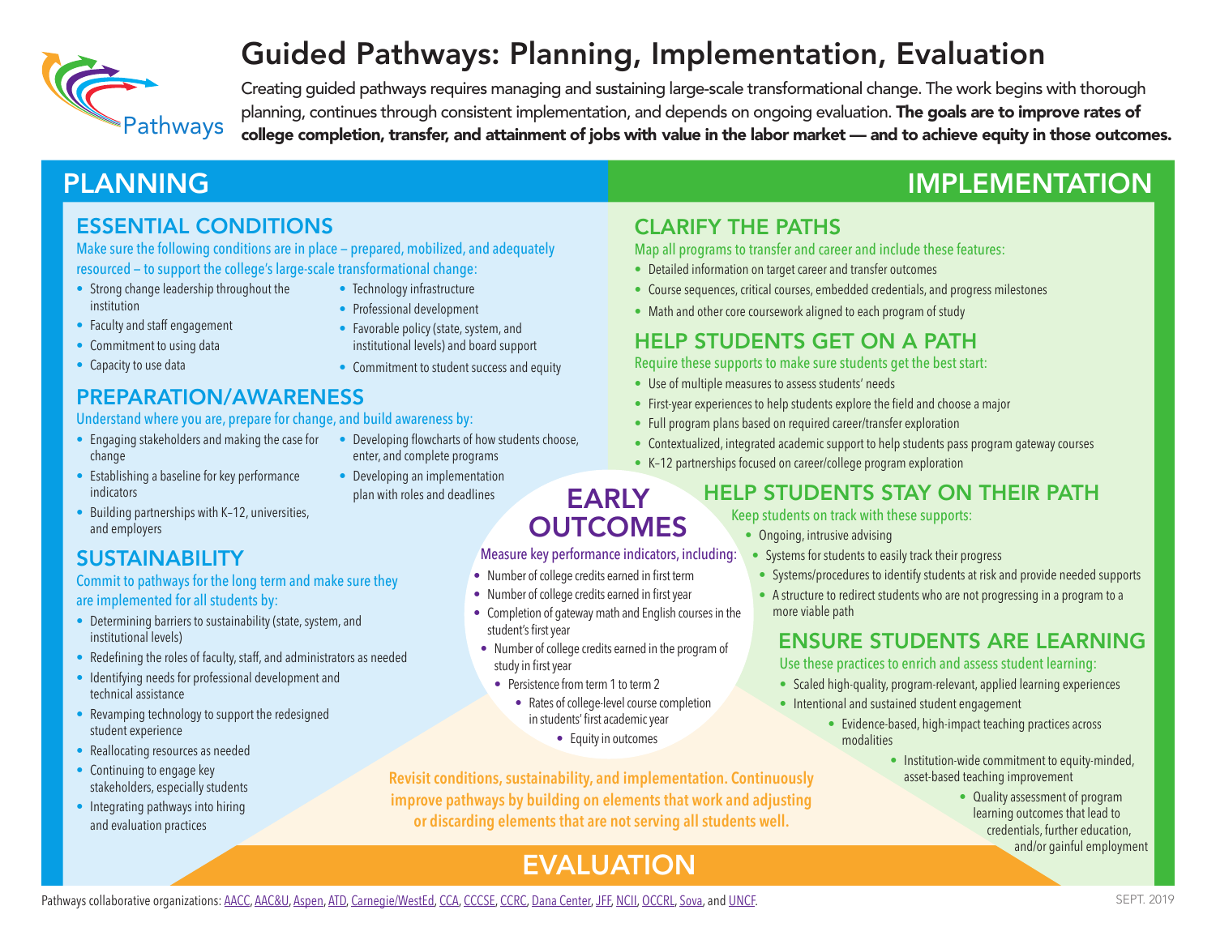# Guided Pathways: Planning, Implementation, Evaluation

Creating guided pathways requires managing and sustaining large-scale transformational change. The work begins with thorough planning, continues through consistent implementation, and depends on ongoing evaluation. **The goals are to improve rates of college completion, transfer, and attainment of jobs with value in the labor market — and to achieve equity in those outcomes.**

## PLANNING

### ESSENTIAL CONDITIONS

Make sure the following conditions are in place – prepared, mobilized, and adequately resourced – to support the college's large-scale transformational change:

- Strong change leadership throughout the institution
- Faculty and staff engagement
- Commitment to using data
- Capacity to use data
- Technology infrastructure
- Professional development
- Favorable policy (state, system, and institutional levels) and board support
- Commitment to student success and equity

### PREPARATION/AWARENESS

Understand where you are, prepare for change, and build awareness by:

- Engaging stakeholders and making the case for change
- Establishing a baseline for key performance indicators
- Building partnerships with K–12, universities, and employers
- Developing flowcharts of how students choose, enter, and complete programs
- Developing an implementation plan with roles and deadlines

### SUSTAINABILITY

Commit to pathways for the long term and make sure they are implemented for all students by:

- Determining barriers to sustainability (state, system, and institutional levels)
- Redefining the roles of faculty, staff, and administrators as needed
- Identifying needs for professional development and technical assistance
- Revamping technology to support the redesigned student experience
- Reallocating resources as needed
- Continuing to engage key stakeholders, especially students
- Integrating pathways into hiring and evaluation practices

## IMPLEMENTATION

### CLARIFY THE PATHS

Map all programs to transfer and career and include these features:

- Detailed information on target career and transfer outcomes
- Course sequences, critical courses, embedded credentials, and progress milestones
- Math and other core coursework aligned to each program of study

### HELP STUDENTS GET ON A PATH

Require these supports to make sure students get the best start:

- Use of multiple measures to assess students' needs
- First-year experiences to help students explore the field and choose a major
- Full program plans based on required career/transfer exploration
- Contextualized, integrated academic support to help students pass program gateway courses
- K–12 partnerships focused on career/college program exploration

### HELP STUDENTS STAY ON THEIR PATH

Keep students on track with these supports:

- Ongoing, intrusive advising
- Systems for students to easily track their progress
- Systems/procedures to identify students at risk and provide needed supports
- A structure to redirect students who are not progressing in a program to a more viable path

### ENSURE STUDENTS ARE LEARNING

Use these practices to enrich and assess student learning:

- Scaled high-quality, program-relevant, applied learning experiences
- Intentional and sustained student engagement
- Evidence-based, high-impact teaching practices across modalities
- Institution-wide commitment to equity-minded, asset-based teaching improvement
- Quality assessment of program learning outcomes that lead to credentials, further education, and/or gainful employment

## EARLY OUTCOMES

Measure key performance indicators, including:

- Number of college credits earned in first term
- Number of college credits earned in first year
- Completion of gateway math and English courses in the student's first year
- Number of college credits earned in the program of study in first year
- Persistence from term 1 to term 2
- Rates of college-level course completion in students' first academic year
- Equity in outcomes

**Revisit conditions, sustainability, and implementation. Continuously improve pathways by building on elements that work and adjusting or discarding elements that are not serving all students well.**

## EVALUATION

Pathways collaborative organizations: AACC, AAC&U, Aspen, ATD, Carnegie/WestEd, CCA, CCCSE, CCRC, Dana Center, JFF, NCII, OCCRL, Sova, and UNCF.

SEPT. 2019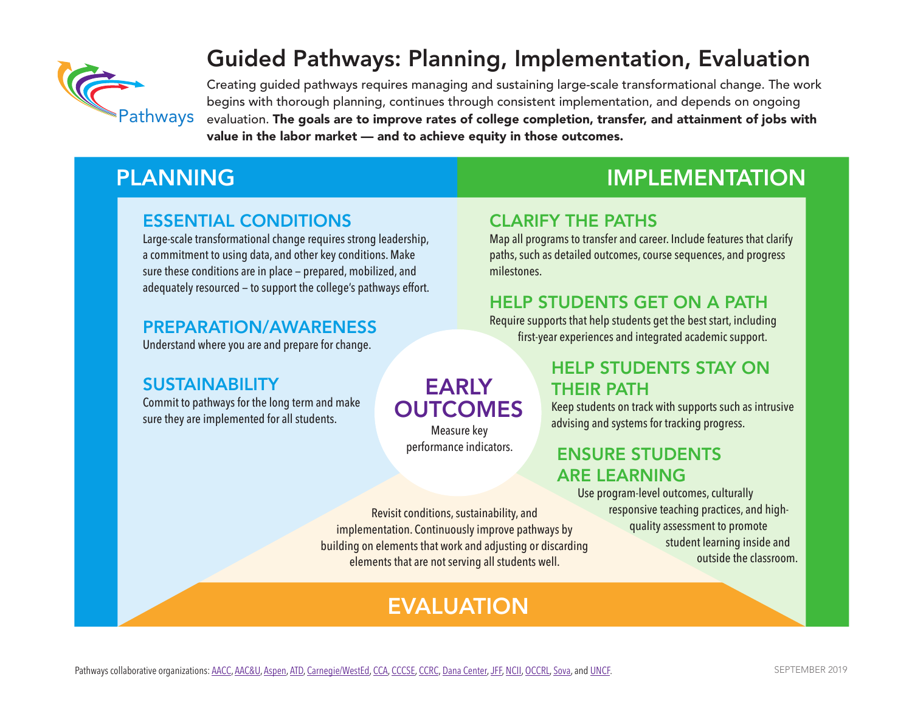# Guided Pathways: Planning, Implementation, Evaluation

Creating guided pathways requires managing and sustaining large-scale transformational change. The work begins with thorough planning, continues through consistent implementation, and depends on ongoing evaluation. **The goals are to improve rates of college completion, transfer, and attainment of jobs with value in the labor market — and to achieve equity in those outcomes.**

## PLANNING

### ESSENTIAL CONDITIONS

Large-scale transformational change requires strong leadership, a commitment to using data, and other key conditions. Make sure these conditions are in place – prepared, mobilized, and adequately resourced – to support the college's pathways effort.

### PREPARATION/AWARENESS

Understand where you are and prepare for change.

### SUSTAINABILITY

Commit to pathways for the long term and make sure they are implemented for all students.

## IMPLEMENTATION

### CLARIFY THE PATHS

Map all programs to transfer and career. Include features that clarify paths, such as detailed outcomes, course sequences, and progress milestones.

### HELP STUDENTS GET ON A PATH

Require supports that help students get the best start, including first-year experiences and integrated academic support.

### HELP STUDENTS STAY ON THEIR PATH

Keep students on track with supports such as intrusive advising and systems for tracking progress.

### ENSURE STUDENTS ARE LEARNING

Use program-level outcomes, culturally responsive teaching practices, and high-quality assessment to promote student learning inside and outside the classroom.

## EARLY OUTCOMES

Measure key performance indicators.

## EVALUATION

Revisit conditions, sustainability, and implementation. Continuously improve pathways by building on elements that work and adjusting or discarding elements that are not serving all students well.

Pathways collaborative organizations: AACC, AAC&U, Aspen, ATD, Carnegie/WestEd, CCA, CCCSE, CCRC, Dana Center, JFF, NCII, OCCRL, Sova, and UNCF.

SEPTEMBER 2019